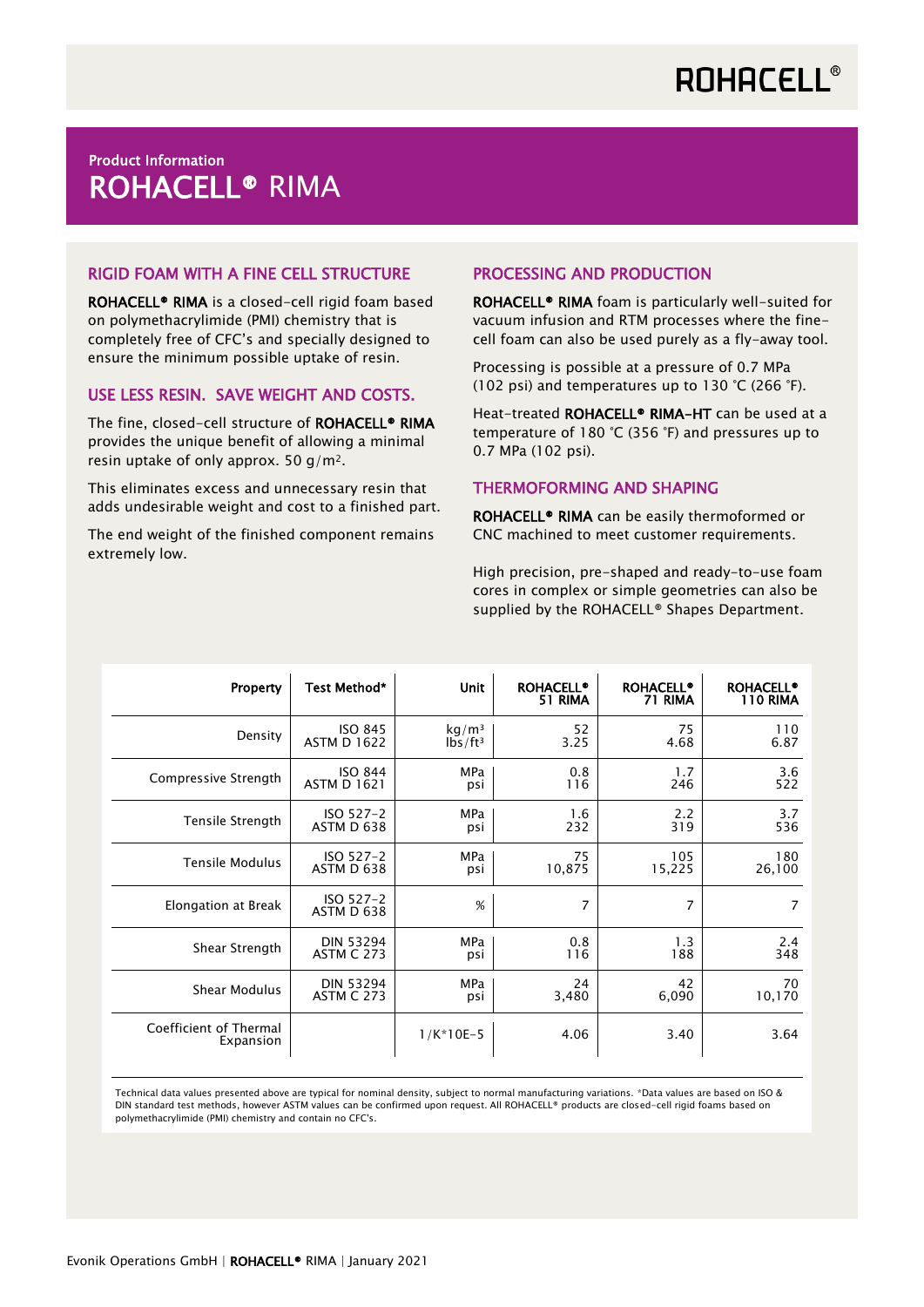ROHACELL®

Product Information

# ROHACELL® RIMA

## RIGID FOAM WITH A FINE CELL STRUCTURE

**ROHACELL® RIMA** is a closed-cell rigid foam based on polymethacrylimide (PMI) chemistry that is completely free of CFC's and specially designed to ensure the minimum possible uptake of resin.

## USE LESS RESIN. SAVE WEIGHT AND COSTS.

The fine, closed-cell structure of **ROHACELL® RIMA** provides the unique benefit of allowing a minimal resin uptake of only approx. 50 g/m².

This eliminates excess and unnecessary resin that adds undesirable weight and cost to a finished part.

The end weight of the finished component remains extremely low.

## PROCESSING AND PRODUCTION

**ROHACELL® RIMA** foam is particularly well-suited for vacuum infusion and RTM processes where the fine-cell foam can also be used purely as a fly-away tool.

Processing is possible at a pressure of 0.7 MPa (102 psi) and temperatures up to 130 °C (266 °F).

Heat-treated **ROHACELL® RIMA-HT** can be used at a temperature of 180 °C (356 °F) and pressures up to 0.7 MPa (102 psi).

## THERMOFORMING AND SHAPING

**ROHACELL® RIMA** can be easily thermoformed or CNC machined to meet customer requirements.

High precision, pre-shaped and ready-to-use foam cores in complex or simple geometries can also be supplied by the ROHACELL® Shapes Department.

| Property | Test Method* | Unit | ROHACELL® 51 RIMA | ROHACELL® 71 RIMA | ROHACELL® 110 RIMA |
|---|---|---|---|---|---|
| Density | ISO 845<br>ASTM D 1622 | kg/m³<br>lbs/ft³ | 52<br>3.25 | 75<br>4.68 | 110<br>6.87 |
| Compressive Strength | ISO 844<br>ASTM D 1621 | MPa<br>psi | 0.8<br>116 | 1.7<br>246 | 3.6<br>522 |
| Tensile Strength | ISO 527-2<br>ASTM D 638 | MPa<br>psi | 1.6<br>232 | 2.2<br>319 | 3.7<br>536 |
| Tensile Modulus | ISO 527-2<br>ASTM D 638 | MPa<br>psi | 75<br>10,875 | 105<br>15,225 | 180<br>26,100 |
| Elongation at Break | ISO 527-2<br>ASTM D 638 | % | 7 | 7 | 7 |
| Shear Strength | DIN 53294<br>ASTM C 273 | MPa<br>psi | 0.8<br>116 | 1.3<br>188 | 2.4<br>348 |
| Shear Modulus | DIN 53294<br>ASTM C 273 | MPa<br>psi | 24<br>3,480 | 42<br>6,090 | 70<br>10,170 |
| Coefficient of Thermal Expansion | | 1/K*10E-5 | 4.06 | 3.40 | 3.64 |

Technical data values presented above are typical for nominal density, subject to normal manufacturing variations. *Data values are based on ISO & DIN standard test methods, however ASTM values can be confirmed upon request. All ROHACELL® products are closed-cell rigid foams based on polymethacrylimide (PMI) chemistry and contain no CFC's.

Evonik Operations GmbH | **ROHACELL®** RIMA | January 2021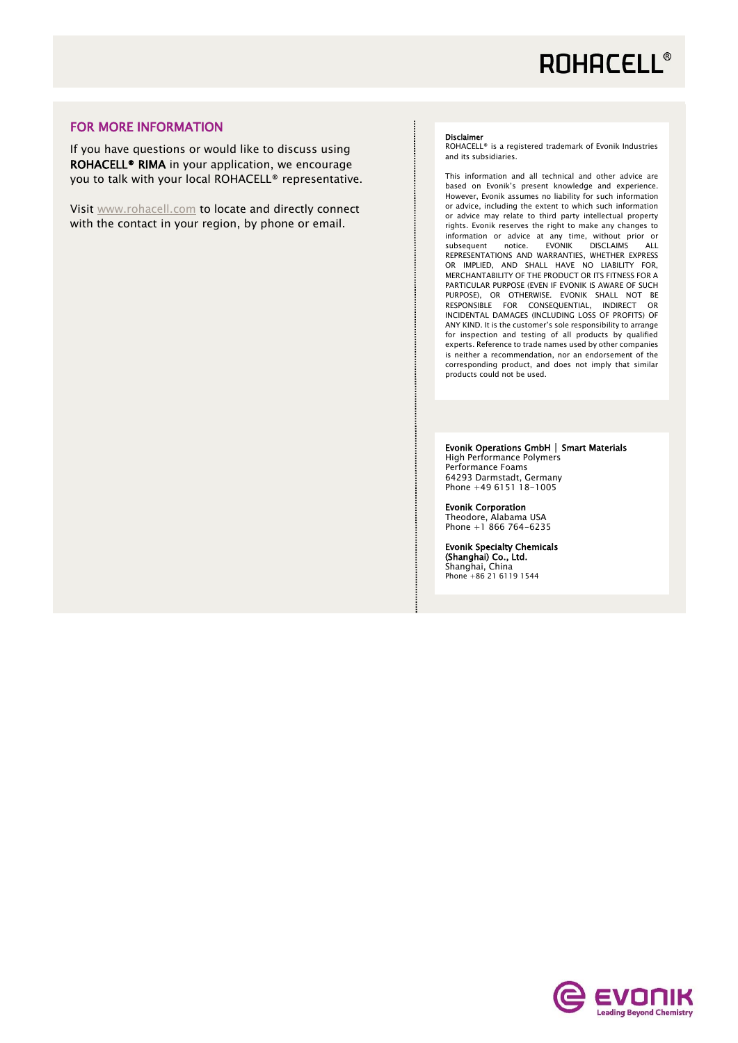## FOR MORE INFORMATION

If you have questions or would like to discuss using **ROHACELL® RIMA** in your application, we encourage you to talk with your local ROHACELL® representative.

Visit www.rohacell.com to locate and directly connect with the contact in your region, by phone or email.

**Disclaimer**
ROHACELL® is a registered trademark of Evonik Industries and its subsidiaries.

This information and all technical and other advice are based on Evonik's present knowledge and experience. However, Evonik assumes no liability for such information or advice, including the extent to which such information or advice may relate to third party intellectual property rights. Evonik reserves the right to make any changes to information or advice at any time, without prior or subsequent notice. EVONIK DISCLAIMS ALL REPRESENTATIONS AND WARRANTIES, WHETHER EXPRESS OR IMPLIED, AND SHALL HAVE NO LIABILITY FOR, MERCHANTABILITY OF THE PRODUCT OR ITS FITNESS FOR A PARTICULAR PURPOSE (EVEN IF EVONIK IS AWARE OF SUCH PURPOSE), OR OTHERWISE. EVONIK SHALL NOT BE RESPONSIBLE FOR CONSEQUENTIAL, INDIRECT OR INCIDENTAL DAMAGES (INCLUDING LOSS OF PROFITS) OF ANY KIND. It is the customer's sole responsibility to arrange for inspection and testing of all products by qualified experts. Reference to trade names used by other companies is neither a recommendation, nor an endorsement of the corresponding product, and does not imply that similar products could not be used.

**Evonik Operations GmbH | Smart Materials**
High Performance Polymers
Performance Foams
64293 Darmstadt, Germany
Phone +49 6151 18-1005

**Evonik Corporation**
Theodore, Alabama USA
Phone +1 866 764-6235

**Evonik Specialty Chemicals (Shanghai) Co., Ltd.**
Shanghai, China
Phone +86 21 6119 1544

EVONIK
Leading Beyond Chemistry